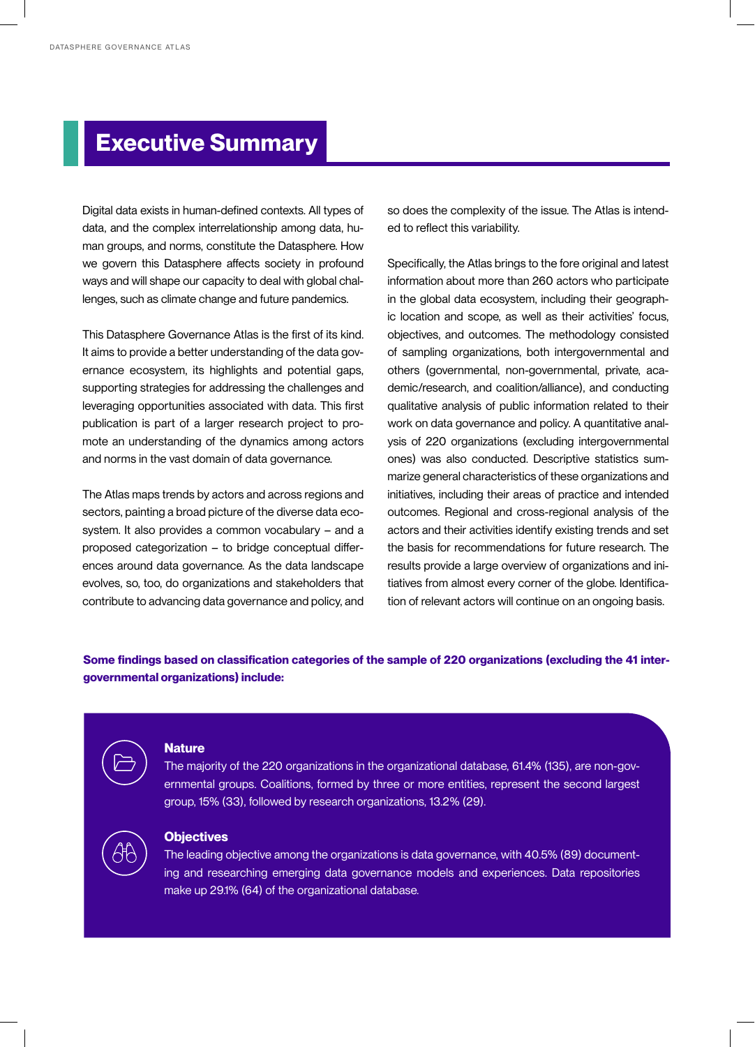# Executive Summary

Digital data exists in human-defined contexts. All types of data, and the complex interrelationship among data, human groups, and norms, constitute the Datasphere. How we govern this Datasphere affects society in profound ways and will shape our capacity to deal with global challenges, such as climate change and future pandemics.

This Datasphere Governance Atlas is the first of its kind. It aims to provide a better understanding of the data governance ecosystem, its highlights and potential gaps, supporting strategies for addressing the challenges and leveraging opportunities associated with data. This first publication is part of a larger research project to promote an understanding of the dynamics among actors and norms in the vast domain of data governance.

The Atlas maps trends by actors and across regions and sectors, painting a broad picture of the diverse data ecosystem. It also provides a common vocabulary – and a proposed categorization – to bridge conceptual differences around data governance. As the data landscape evolves, so, too, do organizations and stakeholders that contribute to advancing data governance and policy, and so does the complexity of the issue. The Atlas is intended to reflect this variability.

Specifically, the Atlas brings to the fore original and latest information about more than 260 actors who participate in the global data ecosystem, including their geographic location and scope, as well as their activities' focus, objectives, and outcomes. The methodology consisted of sampling organizations, both intergovernmental and others (governmental, non-governmental, private, academic/research, and coalition/alliance), and conducting qualitative analysis of public information related to their work on data governance and policy. A quantitative analysis of 220 organizations (excluding intergovernmental ones) was also conducted. Descriptive statistics summarize general characteristics of these organizations and initiatives, including their areas of practice and intended outcomes. Regional and cross-regional analysis of the actors and their activities identify existing trends and set the basis for recommendations for future research. The results provide a large overview of organizations and initiatives from almost every corner of the globe. Identification of relevant actors will continue on an ongoing basis.

**Some findings based on classification categories of the sample of 220 organizations (excluding the 41 intergovernmental organizations) include:**

**Nature**
The majority of the 220 organizations in the organizational database, 61.4% (135), are non-governmental groups. Coalitions, formed by three or more entities, represent the second largest group, 15% (33), followed by research organizations, 13.2% (29).

**Objectives**
The leading objective among the organizations is data governance, with 40.5% (89) documenting and researching emerging data governance models and experiences. Data repositories make up 29.1% (64) of the organizational database.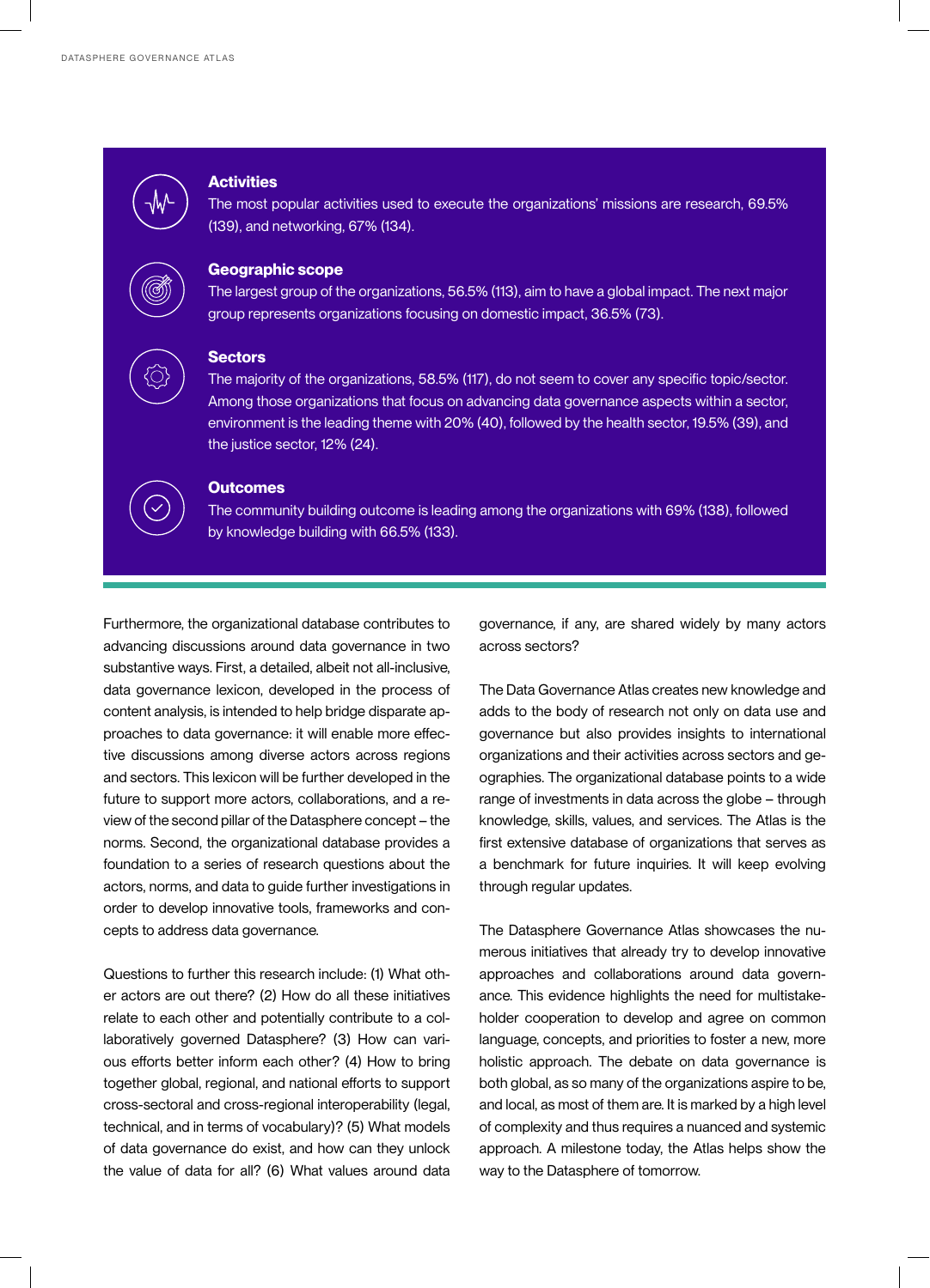### Activities

The most popular activities used to execute the organizations' missions are research, 69.5% (139), and networking, 67% (134).

### Geographic scope

The largest group of the organizations, 56.5% (113), aim to have a global impact. The next major group represents organizations focusing on domestic impact, 36.5% (73).

### Sectors

The majority of the organizations, 58.5% (117), do not seem to cover any specific topic/sector. Among those organizations that focus on advancing data governance aspects within a sector, environment is the leading theme with 20% (40), followed by the health sector, 19.5% (39), and the justice sector, 12% (24).

### Outcomes

The community building outcome is leading among the organizations with 69% (138), followed by knowledge building with 66.5% (133).

Furthermore, the organizational database contributes to advancing discussions around data governance in two substantive ways. First, a detailed, albeit not all-inclusive, data governance lexicon, developed in the process of content analysis, is intended to help bridge disparate approaches to data governance: it will enable more effective discussions among diverse actors across regions and sectors. This lexicon will be further developed in the future to support more actors, collaborations, and a review of the second pillar of the Datasphere concept – the norms. Second, the organizational database provides a foundation to a series of research questions about the actors, norms, and data to guide further investigations in order to develop innovative tools, frameworks and concepts to address data governance.

Questions to further this research include: (1) What other actors are out there? (2) How do all these initiatives relate to each other and potentially contribute to a collaboratively governed Datasphere? (3) How can various efforts better inform each other? (4) How to bring together global, regional, and national efforts to support cross-sectoral and cross-regional interoperability (legal, technical, and in terms of vocabulary)? (5) What models of data governance do exist, and how can they unlock the value of data for all? (6) What values around data governance, if any, are shared widely by many actors across sectors?

The Data Governance Atlas creates new knowledge and adds to the body of research not only on data use and governance but also provides insights to international organizations and their activities across sectors and geographies. The organizational database points to a wide range of investments in data across the globe – through knowledge, skills, values, and services. The Atlas is the first extensive database of organizations that serves as a benchmark for future inquiries. It will keep evolving through regular updates.

The Datasphere Governance Atlas showcases the numerous initiatives that already try to develop innovative approaches and collaborations around data governance. This evidence highlights the need for multistakeholder cooperation to develop and agree on common language, concepts, and priorities to foster a new, more holistic approach. The debate on data governance is both global, as so many of the organizations aspire to be, and local, as most of them are. It is marked by a high level of complexity and thus requires a nuanced and systemic approach. A milestone today, the Atlas helps show the way to the Datasphere of tomorrow.